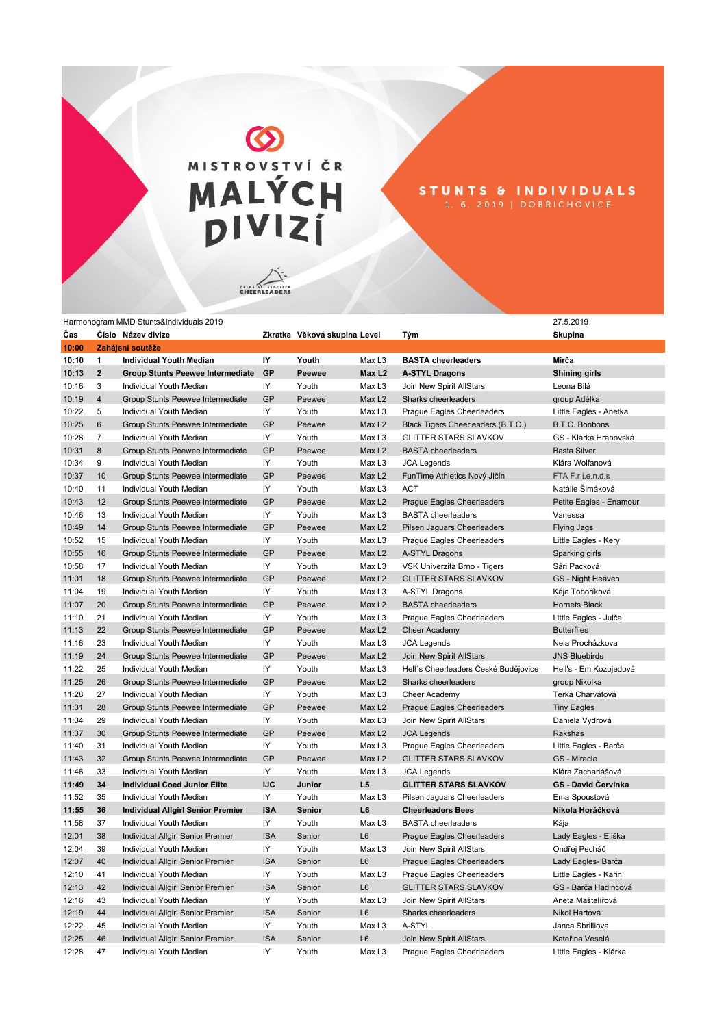# MISTROVSTVÍ ČR MALÝCH DIVIZÍ

## STUNTS & INDIVIDUALS

1. 6. 2019 | DOBŘICHOVICE

ČESKÁ ASOCIACE CHEERLEADERS

Harmonogram MMD Stunts&Individuals 2019 — 27.5.2019

| Čas | Číslo | Název divize | Zkratka | Věková skupina | Level | Tým | Skupina |
|---|---|---|---|---|---|---|---|
| **10:00** | **Zahájení soutěže** | | | | | | |
| **10:10** | **1** | **Individual Youth Median** | **IY** | **Youth** | Max L3 | **BASTA cheerleaders** | **Mirča** |
| **10:13** | **2** | **Group Stunts Peewee Intermediate** | **GP** | **Peewee** | **Max L2** | **A-STYL Dragons** | **Shining girls** |
| 10:16 | 3 | Individual Youth Median | IY | Youth | Max L3 | Join New Spirit AllStars | Leona Bílá |
| 10:19 | 4 | Group Stunts Peewee Intermediate | GP | Peewee | Max L2 | Sharks cheerleaders | group Adélka |
| 10:22 | 5 | Individual Youth Median | IY | Youth | Max L3 | Prague Eagles Cheerleaders | Little Eagles - Anetka |
| 10:25 | 6 | Group Stunts Peewee Intermediate | GP | Peewee | Max L2 | Black Tigers Cheerleaders (B.T.C.) | B.T.C. Bonbons |
| 10:28 | 7 | Individual Youth Median | IY | Youth | Max L3 | GLITTER STARS SLAVKOV | GS - Klárka Hrabovská |
| 10:31 | 8 | Group Stunts Peewee Intermediate | GP | Peewee | Max L2 | BASTA cheerleaders | Basta Silver |
| 10:34 | 9 | Individual Youth Median | IY | Youth | Max L3 | JCA Legends | Klára Wolfanová |
| 10:37 | 10 | Group Stunts Peewee Intermediate | GP | Peewee | Max L2 | FunTime Athletics Nový Jičín | FTA F.r.i.e.n.d.s |
| 10:40 | 11 | Individual Youth Median | IY | Youth | Max L3 | ACT | Natálie Šimáková |
| 10:43 | 12 | Group Stunts Peewee Intermediate | GP | Peewee | Max L2 | Prague Eagles Cheerleaders | Petite Eagles - Enamour |
| 10:46 | 13 | Individual Youth Median | IY | Youth | Max L3 | BASTA cheerleaders | Vanessa |
| 10:49 | 14 | Group Stunts Peewee Intermediate | GP | Peewee | Max L2 | Pilsen Jaguars Cheerleaders | Flying Jags |
| 10:52 | 15 | Individual Youth Median | IY | Youth | Max L3 | Prague Eagles Cheerleaders | Little Eagles - Kery |
| 10:55 | 16 | Group Stunts Peewee Intermediate | GP | Peewee | Max L2 | A-STYL Dragons | Sparking girls |
| 10:58 | 17 | Individual Youth Median | IY | Youth | Max L3 | VSK Univerzita Brno - Tigers | Sári Packová |
| 11:01 | 18 | Group Stunts Peewee Intermediate | GP | Peewee | Max L2 | GLITTER STARS SLAVKOV | GS - Night Heaven |
| 11:04 | 19 | Individual Youth Median | IY | Youth | Max L3 | A-STYL Dragons | Kája Tobořiková |
| 11:07 | 20 | Group Stunts Peewee Intermediate | GP | Peewee | Max L2 | BASTA cheerleaders | Hornets Black |
| 11:10 | 21 | Individual Youth Median | IY | Youth | Max L3 | Prague Eagles Cheerleaders | Little Eagles - Julča |
| 11:13 | 22 | Group Stunts Peewee Intermediate | GP | Peewee | Max L2 | Cheer Academy | Butterflies |
| 11:16 | 23 | Individual Youth Median | IY | Youth | Max L3 | JCA Legends | Nela Procházkova |
| 11:19 | 24 | Group Stunts Peewee Intermediate | GP | Peewee | Max L2 | Join New Spirit AllStars | JNS Bluebirds |
| 11:22 | 25 | Individual Youth Median | IY | Youth | Max L3 | Hell´s Cheerleaders České Budějovice | Hell's - Em Kozojedová |
| 11:25 | 26 | Group Stunts Peewee Intermediate | GP | Peewee | Max L2 | Sharks cheerleaders | group Nikolka |
| 11:28 | 27 | Individual Youth Median | IY | Youth | Max L3 | Cheer Academy | Terka Charvátová |
| 11:31 | 28 | Group Stunts Peewee Intermediate | GP | Peewee | Max L2 | Prague Eagles Cheerleaders | Tiny Eagles |
| 11:34 | 29 | Individual Youth Median | IY | Youth | Max L3 | Join New Spirit AllStars | Daniela Vydrová |
| 11:37 | 30 | Group Stunts Peewee Intermediate | GP | Peewee | Max L2 | JCA Legends | Rakshas |
| 11:40 | 31 | Individual Youth Median | IY | Youth | Max L3 | Prague Eagles Cheerleaders | Little Eagles - Barča |
| 11:43 | 32 | Group Stunts Peewee Intermediate | GP | Peewee | Max L2 | GLITTER STARS SLAVKOV | GS - Miracle |
| 11:46 | 33 | Individual Youth Median | IY | Youth | Max L3 | JCA Legends | Klára Zachariášová |
| **11:49** | **34** | **Individual Coed Junior Elite** | **IJC** | **Junior** | **L5** | **GLITTER STARS SLAVKOV** | **GS - David Červinka** |
| 11:52 | 35 | Individual Youth Median | IY | Youth | Max L3 | Pilsen Jaguars Cheerleaders | Ema Spoustová |
| **11:55** | **36** | **Individual Allgirl Senior Premier** | **ISA** | **Senior** | **L6** | **Cheerleaders Bees** | **Nikola Horáčková** |
| 11:58 | 37 | Individual Youth Median | IY | Youth | Max L3 | BASTA cheerleaders | Kája |
| 12:01 | 38 | Individual Allgirl Senior Premier | ISA | Senior | L6 | Prague Eagles Cheerleaders | Lady Eagles - Eliška |
| 12:04 | 39 | Individual Youth Median | IY | Youth | Max L3 | Join New Spirit AllStars | Ondřej Pecháč |
| 12:07 | 40 | Individual Allgirl Senior Premier | ISA | Senior | L6 | Prague Eagles Cheerleaders | Lady Eagles- Barča |
| 12:10 | 41 | Individual Youth Median | IY | Youth | Max L3 | Prague Eagles Cheerleaders | Little Eagles - Karin |
| 12:13 | 42 | Individual Allgirl Senior Premier | ISA | Senior | L6 | GLITTER STARS SLAVKOV | GS - Barča Hadincová |
| 12:16 | 43 | Individual Youth Median | IY | Youth | Max L3 | Join New Spirit AllStars | Aneta Maštalířová |
| 12:19 | 44 | Individual Allgirl Senior Premier | ISA | Senior | L6 | Sharks cheerleaders | Nikol Hartová |
| 12:22 | 45 | Individual Youth Median | IY | Youth | Max L3 | A-STYL | Janca Sbrilliova |
| 12:25 | 46 | Individual Allgirl Senior Premier | ISA | Senior | L6 | Join New Spirit AllStars | Kateřina Veselá |
| 12:28 | 47 | Individual Youth Median | IY | Youth | Max L3 | Prague Eagles Cheerleaders | Little Eagles - Klárka |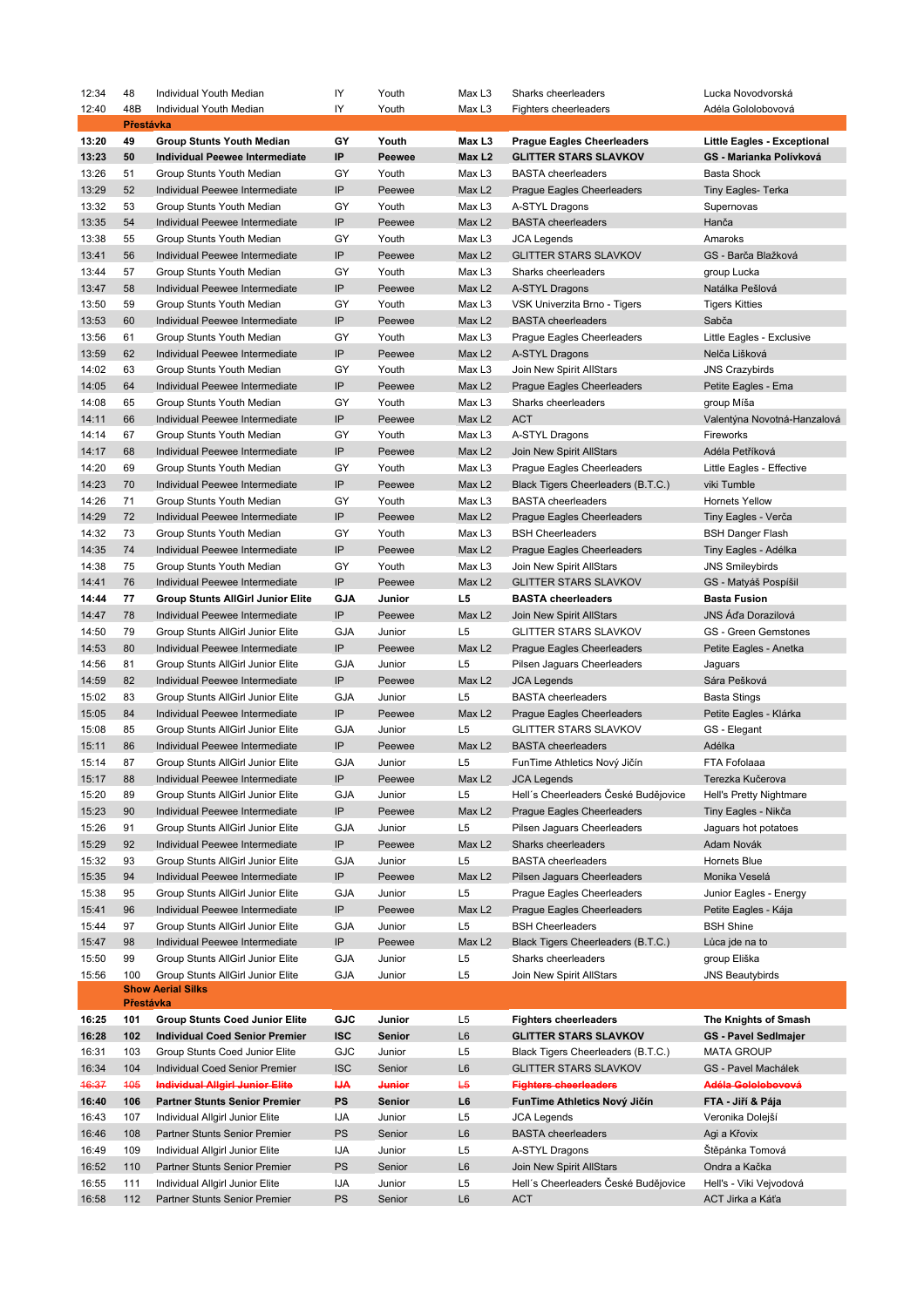| | | | | | | | |
|---|---|---|---|---|---|---|---|
| 12:34 | 48 | Individual Youth Median | IY | Youth | Max L3 | Sharks cheerleaders | Lucka Novodvorská |
| 12:40 | 48B | Individual Youth Median | IY | Youth | Max L3 | Fighters cheerleaders | Adéla Gololobovová |
| | **Přestávka** | | | | | | |
| **13:20** | **49** | **Group Stunts Youth Median** | **GY** | **Youth** | **Max L3** | **Prague Eagles Cheerleaders** | **Little Eagles - Exceptional** |
| **13:23** | **50** | **Individual Peewee Intermediate** | **IP** | **Peewee** | **Max L2** | **GLITTER STARS SLAVKOV** | **GS - Marianka Polívková** |
| 13:26 | 51 | Group Stunts Youth Median | GY | Youth | Max L3 | BASTA cheerleaders | Basta Shock |
| 13:29 | 52 | Individual Peewee Intermediate | IP | Peewee | Max L2 | Prague Eagles Cheerleaders | Tiny Eagles- Terka |
| 13:32 | 53 | Group Stunts Youth Median | GY | Youth | Max L3 | A-STYL Dragons | Supernovas |
| 13:35 | 54 | Individual Peewee Intermediate | IP | Peewee | Max L2 | BASTA cheerleaders | Hanča |
| 13:38 | 55 | Group Stunts Youth Median | GY | Youth | Max L3 | JCA Legends | Amaroks |
| 13:41 | 56 | Individual Peewee Intermediate | IP | Peewee | Max L2 | GLITTER STARS SLAVKOV | GS - Barča Blažková |
| 13:44 | 57 | Group Stunts Youth Median | GY | Youth | Max L3 | Sharks cheerleaders | group Lucka |
| 13:47 | 58 | Individual Peewee Intermediate | IP | Peewee | Max L2 | A-STYL Dragons | Natálka Pešlová |
| 13:50 | 59 | Group Stunts Youth Median | GY | Youth | Max L3 | VSK Univerzita Brno - Tigers | Tigers Kitties |
| 13:53 | 60 | Individual Peewee Intermediate | IP | Peewee | Max L2 | BASTA cheerleaders | Sabča |
| 13:56 | 61 | Group Stunts Youth Median | GY | Youth | Max L3 | Prague Eagles Cheerleaders | Little Eagles - Exclusive |
| 13:59 | 62 | Individual Peewee Intermediate | IP | Peewee | Max L2 | A-STYL Dragons | Nelča Lišková |
| 14:02 | 63 | Group Stunts Youth Median | GY | Youth | Max L3 | Join New Spirit AllStars | JNS Crazybirds |
| 14:05 | 64 | Individual Peewee Intermediate | IP | Peewee | Max L2 | Prague Eagles Cheerleaders | Petite Eagles - Ema |
| 14:08 | 65 | Group Stunts Youth Median | GY | Youth | Max L3 | Sharks cheerleaders | group Míša |
| 14:11 | 66 | Individual Peewee Intermediate | IP | Peewee | Max L2 | ACT | Valentýna Novotná-Hanzalová |
| 14:14 | 67 | Group Stunts Youth Median | GY | Youth | Max L3 | A-STYL Dragons | Fireworks |
| 14:17 | 68 | Individual Peewee Intermediate | IP | Peewee | Max L2 | Join New Spirit AllStars | Adéla Petříková |
| 14:20 | 69 | Group Stunts Youth Median | GY | Youth | Max L3 | Prague Eagles Cheerleaders | Little Eagles - Effective |
| 14:23 | 70 | Individual Peewee Intermediate | IP | Peewee | Max L2 | Black Tigers Cheerleaders (B.T.C.) | viki Tumble |
| 14:26 | 71 | Group Stunts Youth Median | GY | Youth | Max L3 | BASTA cheerleaders | Hornets Yellow |
| 14:29 | 72 | Individual Peewee Intermediate | IP | Peewee | Max L2 | Prague Eagles Cheerleaders | Tiny Eagles - Verča |
| 14:32 | 73 | Group Stunts Youth Median | GY | Youth | Max L3 | BSH Cheerleaders | BSH Danger Flash |
| 14:35 | 74 | Individual Peewee Intermediate | IP | Peewee | Max L2 | Prague Eagles Cheerleaders | Tiny Eagles - Adélka |
| 14:38 | 75 | Group Stunts Youth Median | GY | Youth | Max L3 | Join New Spirit AllStars | JNS Smileybirds |
| 14:41 | 76 | Individual Peewee Intermediate | IP | Peewee | Max L2 | GLITTER STARS SLAVKOV | GS - Matyáš Pospíšil |
| **14:44** | **77** | **Group Stunts AllGirl Junior Elite** | **GJA** | **Junior** | **L5** | **BASTA cheerleaders** | **Basta Fusion** |
| 14:47 | 78 | Individual Peewee Intermediate | IP | Peewee | Max L2 | Join New Spirit AllStars | JNS Áďa Dorazilová |
| 14:50 | 79 | Group Stunts AllGirl Junior Elite | GJA | Junior | L5 | GLITTER STARS SLAVKOV | GS - Green Gemstones |
| 14:53 | 80 | Individual Peewee Intermediate | IP | Peewee | Max L2 | Prague Eagles Cheerleaders | Petite Eagles - Anetka |
| 14:56 | 81 | Group Stunts AllGirl Junior Elite | GJA | Junior | L5 | Pilsen Jaguars Cheerleaders | Jaguars |
| 14:59 | 82 | Individual Peewee Intermediate | IP | Peewee | Max L2 | JCA Legends | Sára Pešková |
| 15:02 | 83 | Group Stunts AllGirl Junior Elite | GJA | Junior | L5 | BASTA cheerleaders | Basta Stings |
| 15:05 | 84 | Individual Peewee Intermediate | IP | Peewee | Max L2 | Prague Eagles Cheerleaders | Petite Eagles - Klárka |
| 15:08 | 85 | Group Stunts AllGirl Junior Elite | GJA | Junior | L5 | GLITTER STARS SLAVKOV | GS - Elegant |
| 15:11 | 86 | Individual Peewee Intermediate | IP | Peewee | Max L2 | BASTA cheerleaders | Adélka |
| 15:14 | 87 | Group Stunts AllGirl Junior Elite | GJA | Junior | L5 | FunTime Athletics Nový Jičín | FTA Fofolaaa |
| 15:17 | 88 | Individual Peewee Intermediate | IP | Peewee | Max L2 | JCA Legends | Terezka Kučerova |
| 15:20 | 89 | Group Stunts AllGirl Junior Elite | GJA | Junior | L5 | Hell´s Cheerleaders České Budějovice | Hell's Pretty Nightmare |
| 15:23 | 90 | Individual Peewee Intermediate | IP | Peewee | Max L2 | Prague Eagles Cheerleaders | Tiny Eagles - Nikča |
| 15:26 | 91 | Group Stunts AllGirl Junior Elite | GJA | Junior | L5 | Pilsen Jaguars Cheerleaders | Jaguars hot potatoes |
| 15:29 | 92 | Individual Peewee Intermediate | IP | Peewee | Max L2 | Sharks cheerleaders | Adam Novák |
| 15:32 | 93 | Group Stunts AllGirl Junior Elite | GJA | Junior | L5 | BASTA cheerleaders | Hornets Blue |
| 15:35 | 94 | Individual Peewee Intermediate | IP | Peewee | Max L2 | Pilsen Jaguars Cheerleaders | Monika Veselá |
| 15:38 | 95 | Group Stunts AllGirl Junior Elite | GJA | Junior | L5 | Prague Eagles Cheerleaders | Junior Eagles - Energy |
| 15:41 | 96 | Individual Peewee Intermediate | IP | Peewee | Max L2 | Prague Eagles Cheerleaders | Petite Eagles - Kája |
| 15:44 | 97 | Group Stunts AllGirl Junior Elite | GJA | Junior | L5 | BSH Cheerleaders | BSH Shine |
| 15:47 | 98 | Individual Peewee Intermediate | IP | Peewee | Max L2 | Black Tigers Cheerleaders (B.T.C.) | Lúca jde na to |
| 15:50 | 99 | Group Stunts AllGirl Junior Elite | GJA | Junior | L5 | Sharks cheerleaders | group Eliška |
| 15:56 | 100 | Group Stunts AllGirl Junior Elite | GJA | Junior | L5 | Join New Spirit AllStars | JNS Beautybirds |
| | **Show Aerial Silks** | | | | | | |
| | **Přestávka** | | | | | | |
| **16:25** | **101** | **Group Stunts Coed Junior Elite** | **GJC** | **Junior** | **L5** | **Fighters cheerleaders** | **The Knights of Smash** |
| **16:28** | **102** | **Individual Coed Senior Premier** | **ISC** | **Senior** | **L6** | **GLITTER STARS SLAVKOV** | **GS - Pavel Sedlmajer** |
| 16:31 | 103 | Group Stunts Coed Junior Elite | GJC | Junior | L5 | Black Tigers Cheerleaders (B.T.C.) | MATA GROUP |
| 16:34 | 104 | Individual Coed Senior Premier | ISC | Senior | L6 | GLITTER STARS SLAVKOV | GS - Pavel Machálek |
| ~~16:37~~ | ~~105~~ | ~~**Individual Allgirl Junior Elite**~~ | ~~**IJA**~~ | ~~**Junior**~~ | ~~**L5**~~ | ~~**Fighters cheerleaders**~~ | ~~**Adéla Gololobovová**~~ |
| **16:40** | **106** | **Partner Stunts Senior Premier** | **PS** | **Senior** | **L6** | **FunTime Athletics Nový Jičín** | **FTA - Jiří & Pája** |
| 16:43 | 107 | Individual Allgirl Junior Elite | IJA | Junior | L5 | JCA Legends | Veronika Dolejší |
| 16:46 | 108 | Partner Stunts Senior Premier | PS | Senior | L6 | BASTA cheerleaders | Agi a Křovix |
| 16:49 | 109 | Individual Allgirl Junior Elite | IJA | Junior | L5 | A-STYL Dragons | Štěpánka Tomová |
| 16:52 | 110 | Partner Stunts Senior Premier | PS | Senior | L6 | Join New Spirit AllStars | Ondra a Kačka |
| 16:55 | 111 | Individual Allgirl Junior Elite | IJA | Junior | L5 | Hell´s Cheerleaders České Budějovice | Hell's - Viki Vejvodová |
| 16:58 | 112 | Partner Stunts Senior Premier | PS | Senior | L6 | ACT | ACT Jirka a Káťa |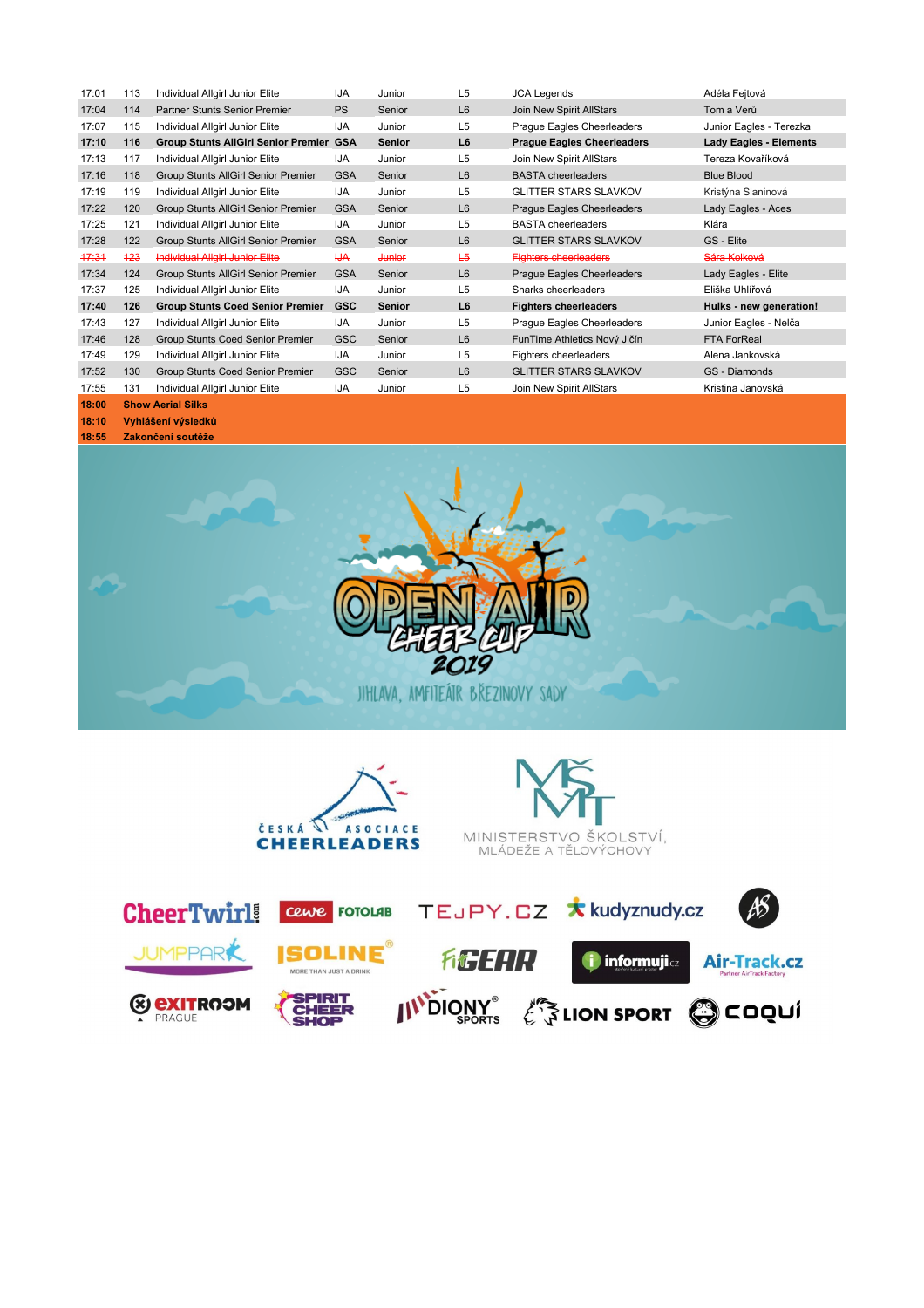| | | | | | | | |
|---|---|---|---|---|---|---|---|
| 17:01 | 113 | Individual Allgirl Junior Elite | IJA | Junior | L5 | JCA Legends | Adéla Fejtová |
| 17:04 | 114 | Partner Stunts Senior Premier | PS | Senior | L6 | Join New Spirit AllStars | Tom a Verů |
| 17:07 | 115 | Individual Allgirl Junior Elite | IJA | Junior | L5 | Prague Eagles Cheerleaders | Junior Eagles - Terezka |
| **17:10** | **116** | **Group Stunts AllGirl Senior Premier** | **GSA** | **Senior** | **L6** | **Prague Eagles Cheerleaders** | **Lady Eagles - Elements** |
| 17:13 | 117 | Individual Allgirl Junior Elite | IJA | Junior | L5 | Join New Spirit AllStars | Tereza Kovaříková |
| 17:16 | 118 | Group Stunts AllGirl Senior Premier | GSA | Senior | L6 | BASTA cheerleaders | Blue Blood |
| 17:19 | 119 | Individual Allgirl Junior Elite | IJA | Junior | L5 | GLITTER STARS SLAVKOV | Kristýna Slaninová |
| 17:22 | 120 | Group Stunts AllGirl Senior Premier | GSA | Senior | L6 | Prague Eagles Cheerleaders | Lady Eagles - Aces |
| 17:25 | 121 | Individual Allgirl Junior Elite | IJA | Junior | L5 | BASTA cheerleaders | Klára |
| 17:28 | 122 | Group Stunts AllGirl Senior Premier | GSA | Senior | L6 | GLITTER STARS SLAVKOV | GS - Elite |
| ~~17:31~~ | ~~123~~ | ~~Individual Allgirl Junior Elite~~ | ~~IJA~~ | ~~Junior~~ | ~~L5~~ | ~~Fighters cheerleaders~~ | ~~Sára Kolková~~ |
| 17:34 | 124 | Group Stunts AllGirl Senior Premier | GSA | Senior | L6 | Prague Eagles Cheerleaders | Lady Eagles - Elite |
| 17:37 | 125 | Individual Allgirl Junior Elite | IJA | Junior | L5 | Sharks cheerleaders | Eliška Uhlířová |
| **17:40** | **126** | **Group Stunts Coed Senior Premier** | **GSC** | **Senior** | **L6** | **Fighters cheerleaders** | **Hulks - new generation!** |
| 17:43 | 127 | Individual Allgirl Junior Elite | IJA | Junior | L5 | Prague Eagles Cheerleaders | Junior Eagles - Nelča |
| 17:46 | 128 | Group Stunts Coed Senior Premier | GSC | Senior | L6 | FunTime Athletics Nový Jičín | FTA ForReal |
| 17:49 | 129 | Individual Allgirl Junior Elite | IJA | Junior | L5 | Fighters cheerleaders | Alena Jankovská |
| 17:52 | 130 | Group Stunts Coed Senior Premier | GSC | Senior | L6 | GLITTER STARS SLAVKOV | GS - Diamonds |
| 17:55 | 131 | Individual Allgirl Junior Elite | IJA | Junior | L5 | Join New Spirit AllStars | Kristina Janovská |
| **18:00** | **Show Aerial Silks** | | | | | | |
| **18:10** | **Vyhlášení výsledků** | | | | | | |
| **18:55** | **Zakončení soutěže** | | | | | | |

OPEN AIR CHEER CUP 2019

JIHLAVA, AMFITEÁTR BŘEZINOVY SADY

ČESKÁ ASOCIACE CHEERLEADERS

MINISTERSTVO ŠKOLSTVÍ, MLÁDEŽE A TĚLOVÝCHOVY

CheerTwirl.com · cewe FOTOLAB · TEJPY.CZ · kudyznudy.cz · JUMPPARK · ISOLINE · FitGEAR · informuji.cz · Air-Track.cz · EXITROOM PRAGUE · SPIRIT CHEER SHOP · DIONY SPORTS · LION SPORT · COQUÍ